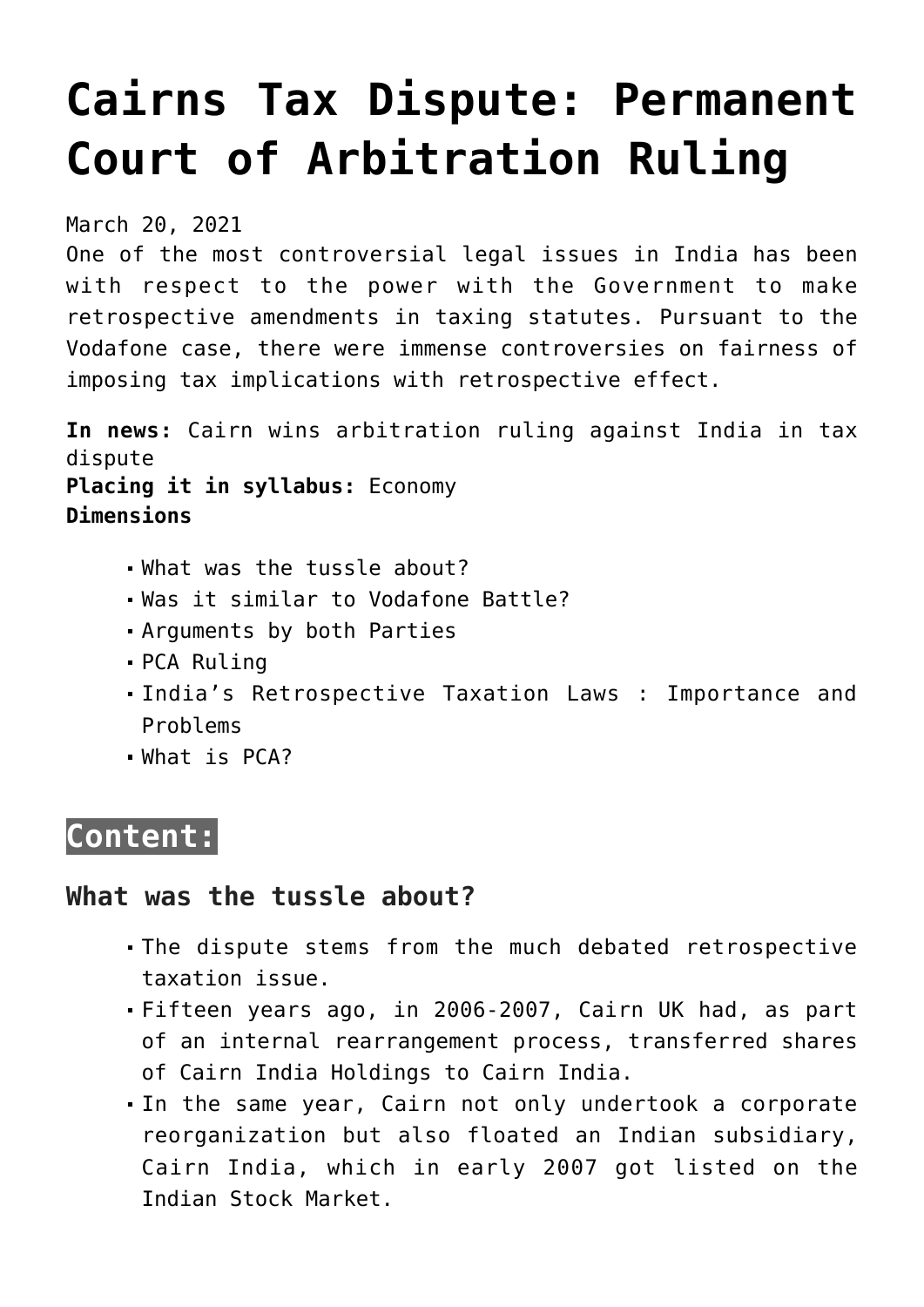# Cairns Tax Dispute: Permanent Court of Arbitration Ruling

March 20, 2021

One of the most controversial legal issues in India has been with respect to the power with the Government to make retrospective amendments in taxing statutes. Pursuant to the Vodafone case, there were immense controversies on fairness of imposing tax implications with retrospective effect.

**In news:** Cairn wins arbitration ruling against India in tax dispute
**Placing it in syllabus:** Economy
**Dimensions**

- What was the tussle about?
- Was it similar to Vodafone Battle?
- Arguments by both Parties
- PCA Ruling
- India's Retrospective Taxation Laws : Importance and Problems
- What is PCA?

## Content:

### What was the tussle about?

- The dispute stems from the much debated retrospective taxation issue.
- Fifteen years ago, in 2006-2007, Cairn UK had, as part of an internal rearrangement process, transferred shares of Cairn India Holdings to Cairn India.
- In the same year, Cairn not only undertook a corporate reorganization but also floated an Indian subsidiary, Cairn India, which in early 2007 got listed on the Indian Stock Market.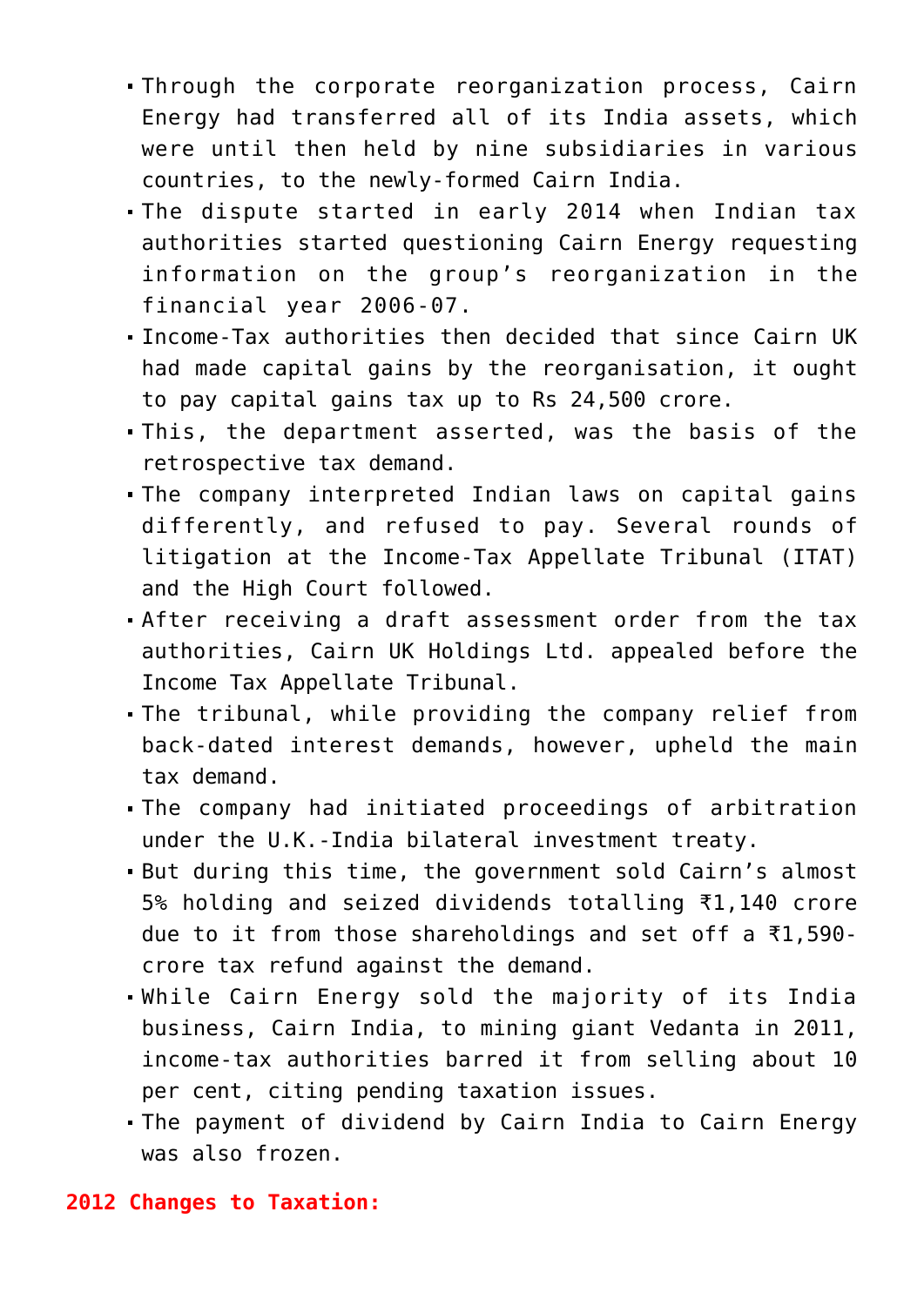- Through the corporate reorganization process, Cairn Energy had transferred all of its India assets, which were until then held by nine subsidiaries in various countries, to the newly-formed Cairn India.
- The dispute started in early 2014 when Indian tax authorities started questioning Cairn Energy requesting information on the group's reorganization in the financial year 2006-07.
- Income-Tax authorities then decided that since Cairn UK had made capital gains by the reorganisation, it ought to pay capital gains tax up to Rs 24,500 crore.
- This, the department asserted, was the basis of the retrospective tax demand.
- The company interpreted Indian laws on capital gains differently, and refused to pay. Several rounds of litigation at the Income-Tax Appellate Tribunal (ITAT) and the High Court followed.
- After receiving a draft assessment order from the tax authorities, Cairn UK Holdings Ltd. appealed before the Income Tax Appellate Tribunal.
- The tribunal, while providing the company relief from back-dated interest demands, however, upheld the main tax demand.
- The company had initiated proceedings of arbitration under the U.K.-India bilateral investment treaty.
- But during this time, the government sold Cairn's almost 5% holding and seized dividends totalling ₹1,140 crore due to it from those shareholdings and set off a ₹1,590-crore tax refund against the demand.
- While Cairn Energy sold the majority of its India business, Cairn India, to mining giant Vedanta in 2011, income-tax authorities barred it from selling about 10 per cent, citing pending taxation issues.
- The payment of dividend by Cairn India to Cairn Energy was also frozen.

**2012 Changes to Taxation:**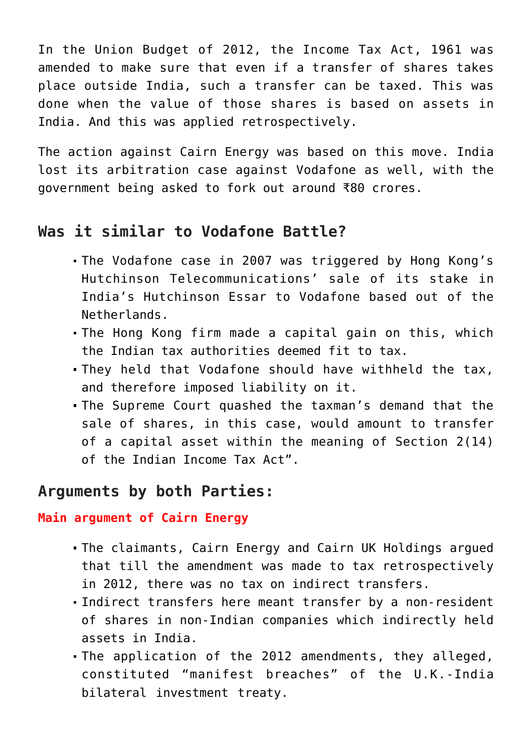In the Union Budget of 2012, the Income Tax Act, 1961 was amended to make sure that even if a transfer of shares takes place outside India, such a transfer can be taxed. This was done when the value of those shares is based on assets in India. And this was applied retrospectively.

The action against Cairn Energy was based on this move. India lost its arbitration case against Vodafone as well, with the government being asked to fork out around ₹80 crores.

## Was it similar to Vodafone Battle?

- The Vodafone case in 2007 was triggered by Hong Kong's Hutchinson Telecommunications' sale of its stake in India's Hutchinson Essar to Vodafone based out of the Netherlands.
- The Hong Kong firm made a capital gain on this, which the Indian tax authorities deemed fit to tax.
- They held that Vodafone should have withheld the tax, and therefore imposed liability on it.
- The Supreme Court quashed the taxman's demand that the sale of shares, in this case, would amount to transfer of a capital asset within the meaning of Section 2(14) of the Indian Income Tax Act".

## Arguments by both Parties:

**Main argument of Cairn Energy**

- The claimants, Cairn Energy and Cairn UK Holdings argued that till the amendment was made to tax retrospectively in 2012, there was no tax on indirect transfers.
- Indirect transfers here meant transfer by a non-resident of shares in non-Indian companies which indirectly held assets in India.
- The application of the 2012 amendments, they alleged, constituted "manifest breaches" of the U.K.-India bilateral investment treaty.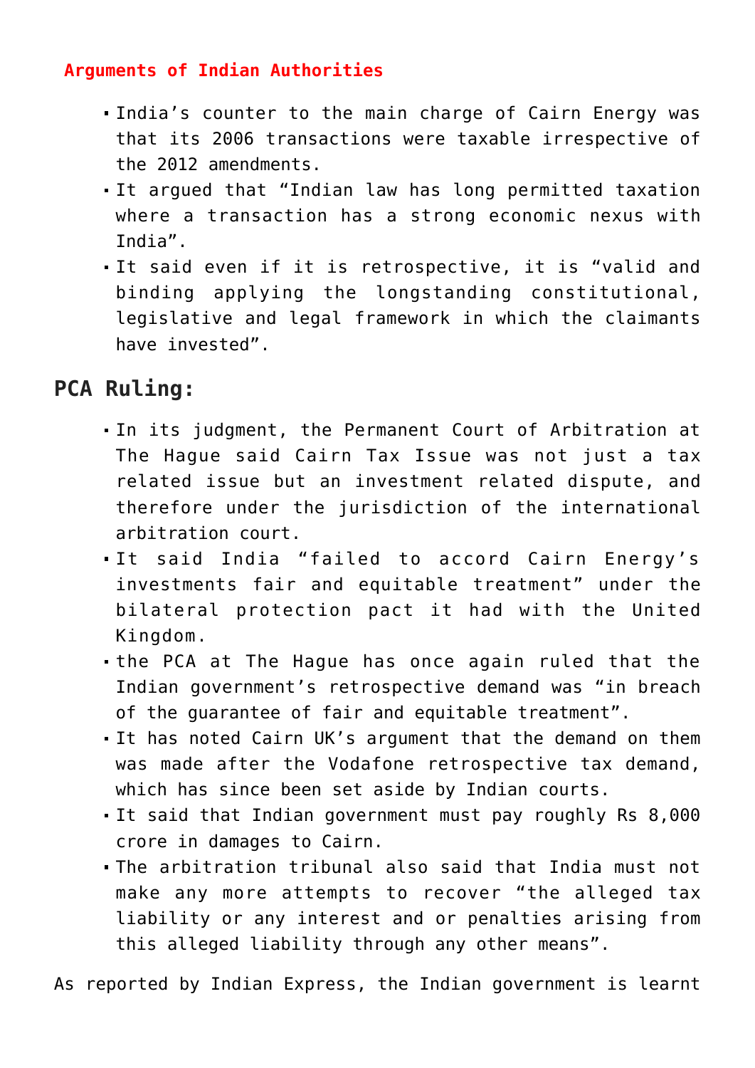**Arguments of Indian Authorities**

- India's counter to the main charge of Cairn Energy was that its 2006 transactions were taxable irrespective of the 2012 amendments.
- It argued that "Indian law has long permitted taxation where a transaction has a strong economic nexus with India".
- It said even if it is retrospective, it is "valid and binding applying the longstanding constitutional, legislative and legal framework in which the claimants have invested".

## PCA Ruling:

- In its judgment, the Permanent Court of Arbitration at The Hague said Cairn Tax Issue was not just a tax related issue but an investment related dispute, and therefore under the jurisdiction of the international arbitration court.
- It said India "failed to accord Cairn Energy's investments fair and equitable treatment" under the bilateral protection pact it had with the United Kingdom.
- the PCA at The Hague has once again ruled that the Indian government's retrospective demand was "in breach of the guarantee of fair and equitable treatment".
- It has noted Cairn UK's argument that the demand on them was made after the Vodafone retrospective tax demand, which has since been set aside by Indian courts.
- It said that Indian government must pay roughly Rs 8,000 crore in damages to Cairn.
- The arbitration tribunal also said that India must not make any more attempts to recover "the alleged tax liability or any interest and or penalties arising from this alleged liability through any other means".

As reported by Indian Express, the Indian government is learnt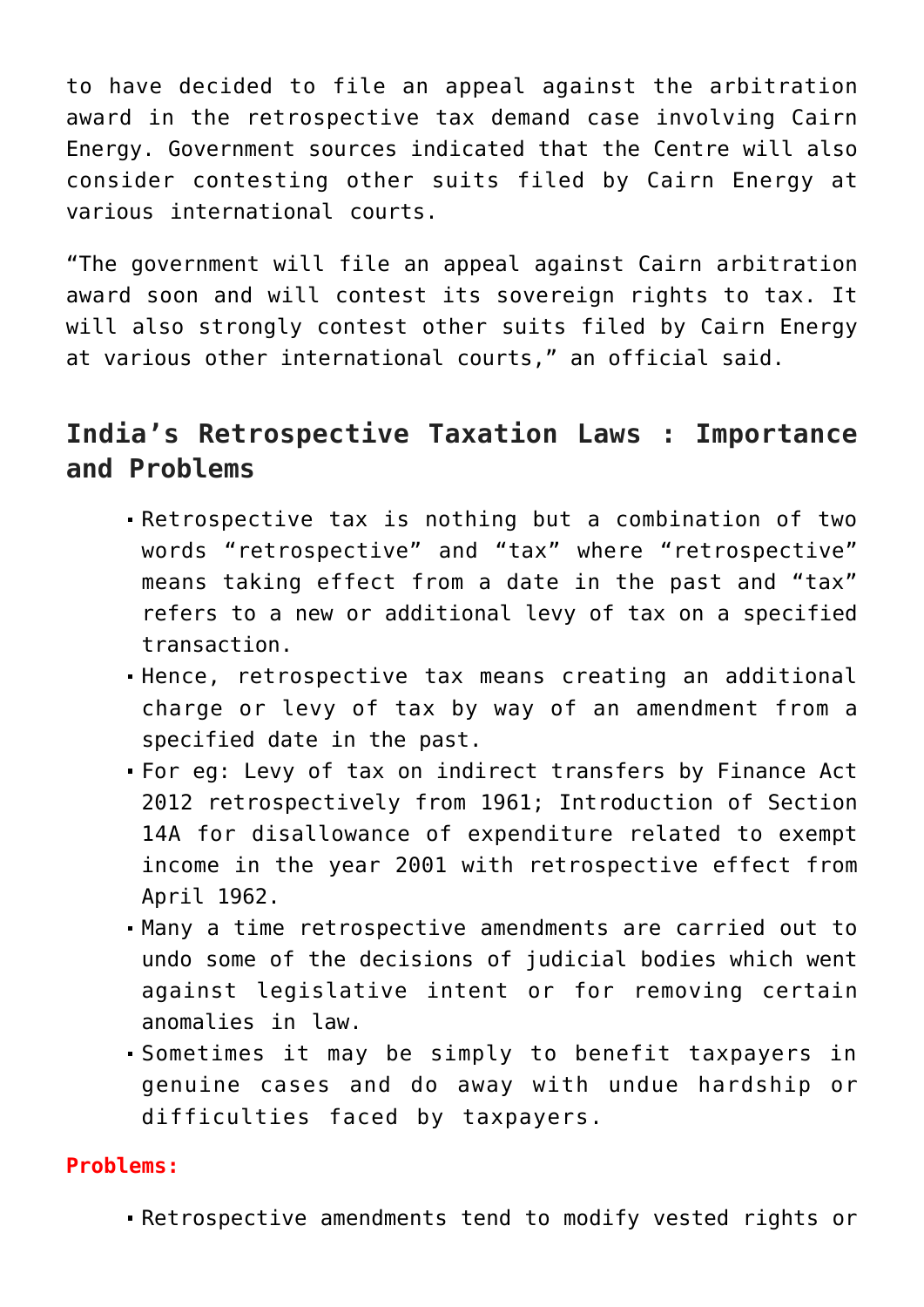to have decided to file an appeal against the arbitration award in the retrospective tax demand case involving Cairn Energy. Government sources indicated that the Centre will also consider contesting other suits filed by Cairn Energy at various international courts.

"The government will file an appeal against Cairn arbitration award soon and will contest its sovereign rights to tax. It will also strongly contest other suits filed by Cairn Energy at various other international courts," an official said.

## India's Retrospective Taxation Laws : Importance and Problems

- Retrospective tax is nothing but a combination of two words "retrospective" and "tax" where "retrospective" means taking effect from a date in the past and "tax" refers to a new or additional levy of tax on a specified transaction.
- Hence, retrospective tax means creating an additional charge or levy of tax by way of an amendment from a specified date in the past.
- For eg: Levy of tax on indirect transfers by Finance Act 2012 retrospectively from 1961; Introduction of Section 14A for disallowance of expenditure related to exempt income in the year 2001 with retrospective effect from April 1962.
- Many a time retrospective amendments are carried out to undo some of the decisions of judicial bodies which went against legislative intent or for removing certain anomalies in law.
- Sometimes it may be simply to benefit taxpayers in genuine cases and do away with undue hardship or difficulties faced by taxpayers.

**Problems:**

- Retrospective amendments tend to modify vested rights or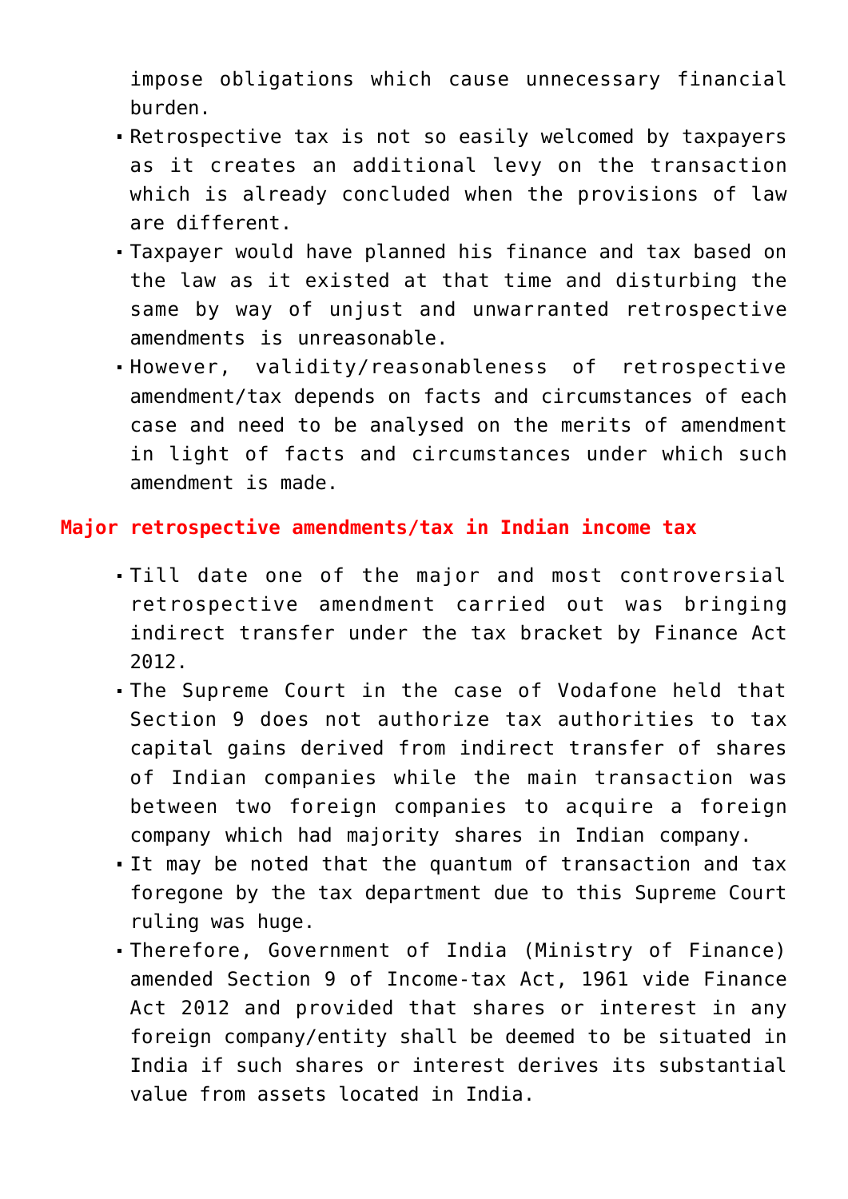impose obligations which cause unnecessary financial burden.

- Retrospective tax is not so easily welcomed by taxpayers as it creates an additional levy on the transaction which is already concluded when the provisions of law are different.
- Taxpayer would have planned his finance and tax based on the law as it existed at that time and disturbing the same by way of unjust and unwarranted retrospective amendments is unreasonable.
- However, validity/reasonableness of retrospective amendment/tax depends on facts and circumstances of each case and need to be analysed on the merits of amendment in light of facts and circumstances under which such amendment is made.

**Major retrospective amendments/tax in Indian income tax**

- Till date one of the major and most controversial retrospective amendment carried out was bringing indirect transfer under the tax bracket by Finance Act 2012.
- The Supreme Court in the case of Vodafone held that Section 9 does not authorize tax authorities to tax capital gains derived from indirect transfer of shares of Indian companies while the main transaction was between two foreign companies to acquire a foreign company which had majority shares in Indian company.
- It may be noted that the quantum of transaction and tax foregone by the tax department due to this Supreme Court ruling was huge.
- Therefore, Government of India (Ministry of Finance) amended Section 9 of Income-tax Act, 1961 vide Finance Act 2012 and provided that shares or interest in any foreign company/entity shall be deemed to be situated in India if such shares or interest derives its substantial value from assets located in India.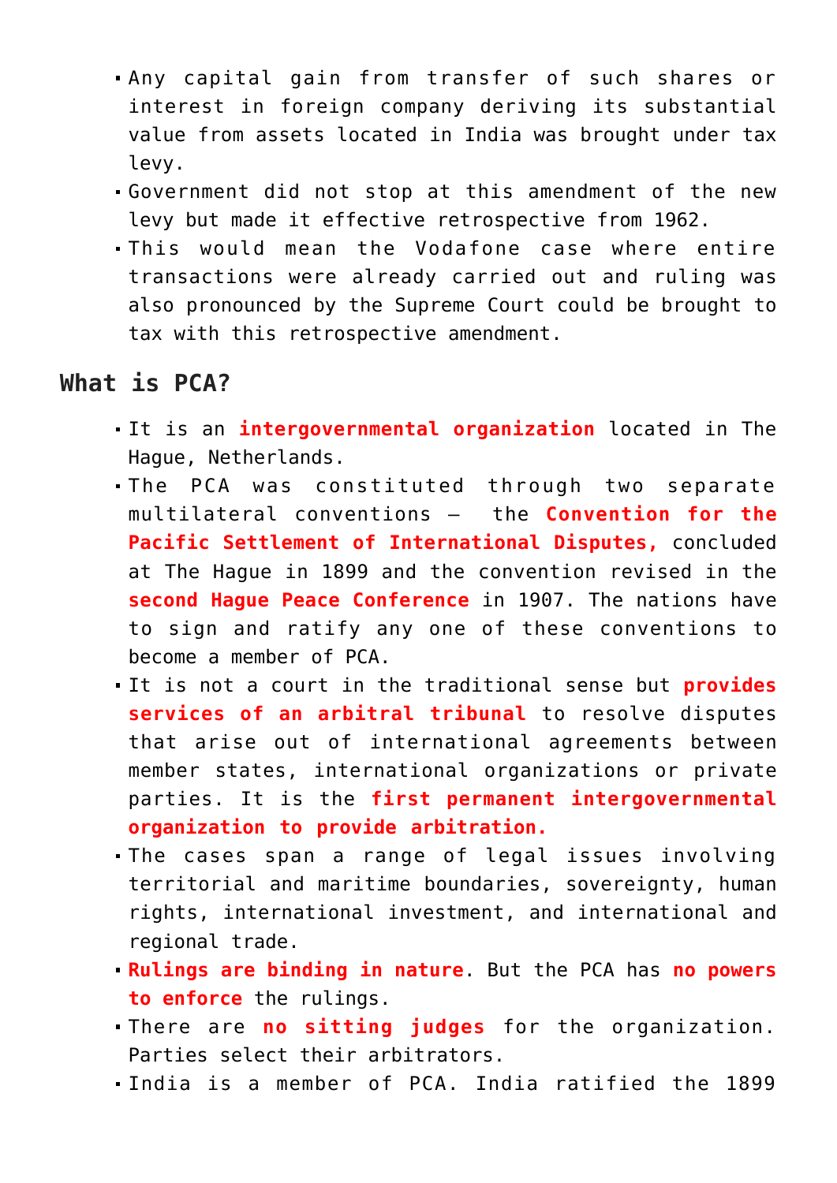- Any capital gain from transfer of such shares or interest in foreign company deriving its substantial value from assets located in India was brought under tax levy.
- Government did not stop at this amendment of the new levy but made it effective retrospective from 1962.
- This would mean the Vodafone case where entire transactions were already carried out and ruling was also pronounced by the Supreme Court could be brought to tax with this retrospective amendment.

## What is PCA?

- It is an **intergovernmental organization** located in The Hague, Netherlands.
- The PCA was constituted through two separate multilateral conventions – the **Convention for the Pacific Settlement of International Disputes,** concluded at The Hague in 1899 and the convention revised in the **second Hague Peace Conference** in 1907. The nations have to sign and ratify any one of these conventions to become a member of PCA.
- It is not a court in the traditional sense but **provides services of an arbitral tribunal** to resolve disputes that arise out of international agreements between member states, international organizations or private parties. It is the **first permanent intergovernmental organization to provide arbitration.**
- The cases span a range of legal issues involving territorial and maritime boundaries, sovereignty, human rights, international investment, and international and regional trade.
- **Rulings are binding in nature**. But the PCA has **no powers to enforce** the rulings.
- There are **no sitting judges** for the organization. Parties select their arbitrators.
- India is a member of PCA. India ratified the 1899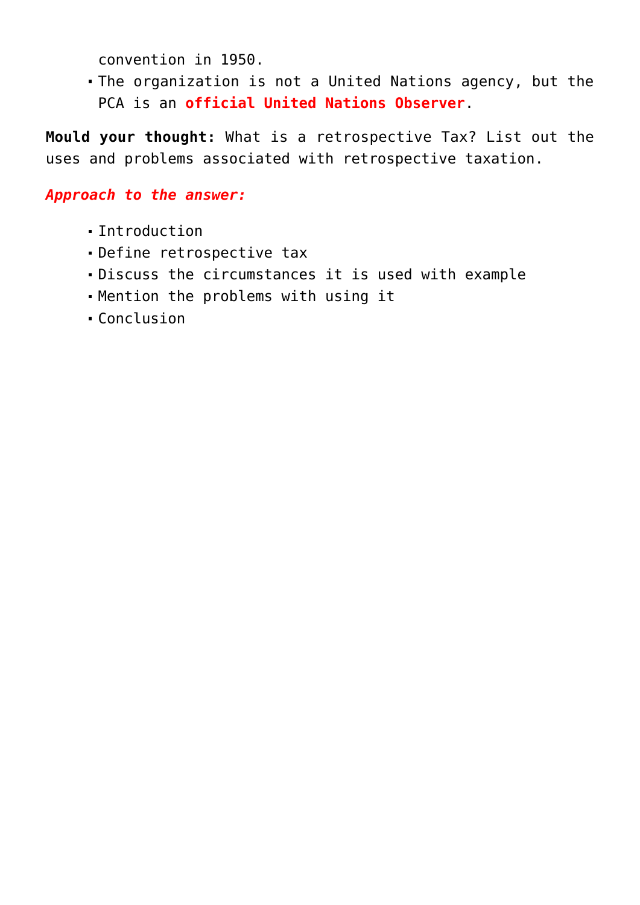convention in 1950.
- The organization is not a United Nations agency, but the PCA is an **official United Nations Observer**.

**Mould your thought:** What is a retrospective Tax? List out the uses and problems associated with retrospective taxation.

***Approach to the answer:***

- Introduction
- Define retrospective tax
- Discuss the circumstances it is used with example
- Mention the problems with using it
- Conclusion